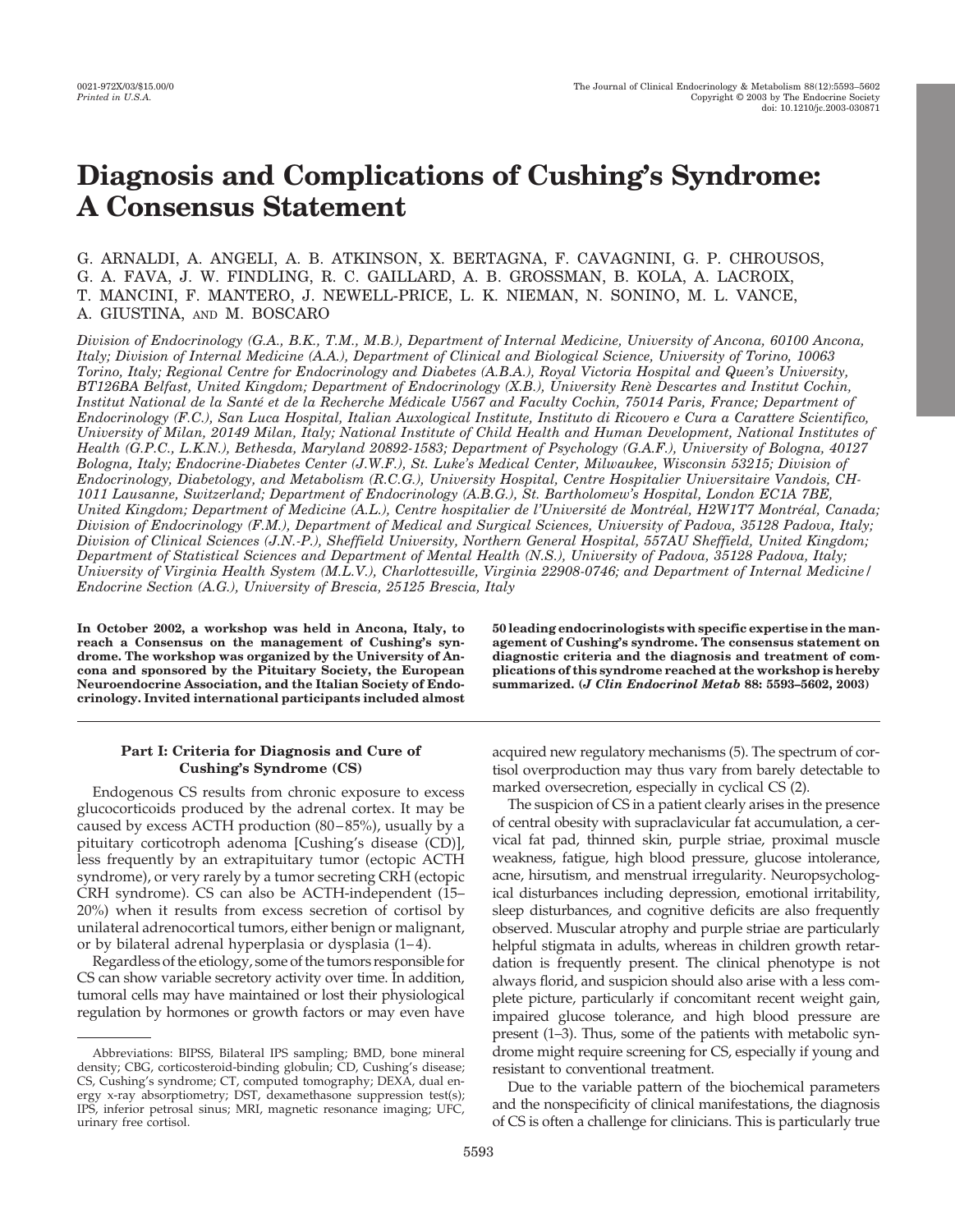# Diagnosis and Complications of Cushing's Syndrome: A Consensus Statement

G. ARNALDI, A. ANGELI, A. B. ATKINSON, X. BERTAGNA, F. CAVAGNINI, G. P. CHROUSOS, G. A. FAVA, J. W. FINDLING, R. C. GAILLARD, A. B. GROSSMAN, B. KOLA, A. LACROIX, T. MANCINI, F. MANTERO, J. NEWELL-PRICE, L. K. NIEMAN, N. SONINO, M. L. VANCE, A. GIUSTINA, AND M. BOSCARO

*Division of Endocrinology (G.A., B.K., T.M., M.B.), Department of Internal Medicine, University of Ancona, 60100 Ancona, Italy; Division of Internal Medicine (A.A.), Department of Clinical and Biological Science, University of Torino, 10063 Torino, Italy; Regional Centre for Endocrinology and Diabetes (A.B.A.), Royal Victoria Hospital and Queen's University, BT126BA Belfast, United Kingdom; Department of Endocrinology (X.B.), University Renè Descartes and Institut Cochin, Institut National de la Santé et de la Recherche Médicale U567 and Faculty Cochin, 75014 Paris, France; Department of Endocrinology (F.C.), San Luca Hospital, Italian Auxological Institute, Instituto di Ricovero e Cura a Carattere Scientifico, University of Milan, 20149 Milan, Italy; National Institute of Child Health and Human Development, National Institutes of Health (G.P.C., L.K.N.), Bethesda, Maryland 20892-1583; Department of Psychology (G.A.F.), University of Bologna, 40127 Bologna, Italy; Endocrine-Diabetes Center (J.W.F.), St. Luke's Medical Center, Milwaukee, Wisconsin 53215; Division of Endocrinology, Diabetology, and Metabolism (R.C.G.), University Hospital, Centre Hospitalier Universitaire Vandois, CH-1011 Lausanne, Switzerland; Department of Endocrinology (A.B.G.), St. Bartholomew's Hospital, London EC1A 7BE, United Kingdom; Department of Medicine (A.L.), Centre hospitalier de l'Université de Montréal, H2W1T7 Montréal, Canada; Division of Endocrinology (F.M.), Department of Medical and Surgical Sciences, University of Padova, 35128 Padova, Italy; Division of Clinical Sciences (J.N.-P.), Sheffield University, Northern General Hospital, 557AU Sheffield, United Kingdom; Department of Statistical Sciences and Department of Mental Health (N.S.), University of Padova, 35128 Padova, Italy; University of Virginia Health System (M.L.V.), Charlottesville, Virginia 22908-0746; and Department of Internal Medicine/ Endocrine Section (A.G.), University of Brescia, 25125 Brescia, Italy*

**In October 2002, a workshop was held in Ancona, Italy, to reach a Consensus on the management of Cushing's syndrome. The workshop was organized by the University of Ancona and sponsored by the Pituitary Society, the European Neuroendocrine Association, and the Italian Society of Endocrinology. Invited international participants included almost 50 leading endocrinologists with specific expertise in the management of Cushing's syndrome. The consensus statement on diagnostic criteria and the diagnosis and treatment of complications of this syndrome reached at the workshop is hereby summarized. (*J Clin Endocrinol Metab* 88: 5593–5602, 2003)**

## Part I: Criteria for Diagnosis and Cure of Cushing's Syndrome (CS)

Endogenous CS results from chronic exposure to excess glucocorticoids produced by the adrenal cortex. It may be caused by excess ACTH production (80–85%), usually by a pituitary corticotroph adenoma [Cushing's disease (CD)], less frequently by an extrapituitary tumor (ectopic ACTH syndrome), or very rarely by a tumor secreting CRH (ectopic CRH syndrome). CS can also be ACTH-independent (15–20%) when it results from excess secretion of cortisol by unilateral adrenocortical tumors, either benign or malignant, or by bilateral adrenal hyperplasia or dysplasia (1–4).

Regardless of the etiology, some of the tumors responsible for CS can show variable secretory activity over time. In addition, tumoral cells may have maintained or lost their physiological regulation by hormones or growth factors or may even have acquired new regulatory mechanisms (5). The spectrum of cortisol overproduction may thus vary from barely detectable to marked oversecretion, especially in cyclical CS (2).

The suspicion of CS in a patient clearly arises in the presence of central obesity with supraclavicular fat accumulation, a cervical fat pad, thinned skin, purple striae, proximal muscle weakness, fatigue, high blood pressure, glucose intolerance, acne, hirsutism, and menstrual irregularity. Neuropsychological disturbances including depression, emotional irritability, sleep disturbances, and cognitive deficits are also frequently observed. Muscular atrophy and purple striae are particularly helpful stigmata in adults, whereas in children growth retardation is frequently present. The clinical phenotype is not always florid, and suspicion should also arise with a less complete picture, particularly if concomitant recent weight gain, impaired glucose tolerance, and high blood pressure are present (1–3). Thus, some of the patients with metabolic syndrome might require screening for CS, especially if young and resistant to conventional treatment.

Due to the variable pattern of the biochemical parameters and the nonspecificity of clinical manifestations, the diagnosis of CS is often a challenge for clinicians. This is particularly true

Abbreviations: BIPSS, Bilateral IPS sampling; BMD, bone mineral density; CBG, corticosteroid-binding globulin; CD, Cushing's disease; CS, Cushing's syndrome; CT, computed tomography; DEXA, dual energy x-ray absorptiometry; DST, dexamethasone suppression test(s); IPS, inferior petrosal sinus; MRI, magnetic resonance imaging; UFC, urinary free cortisol.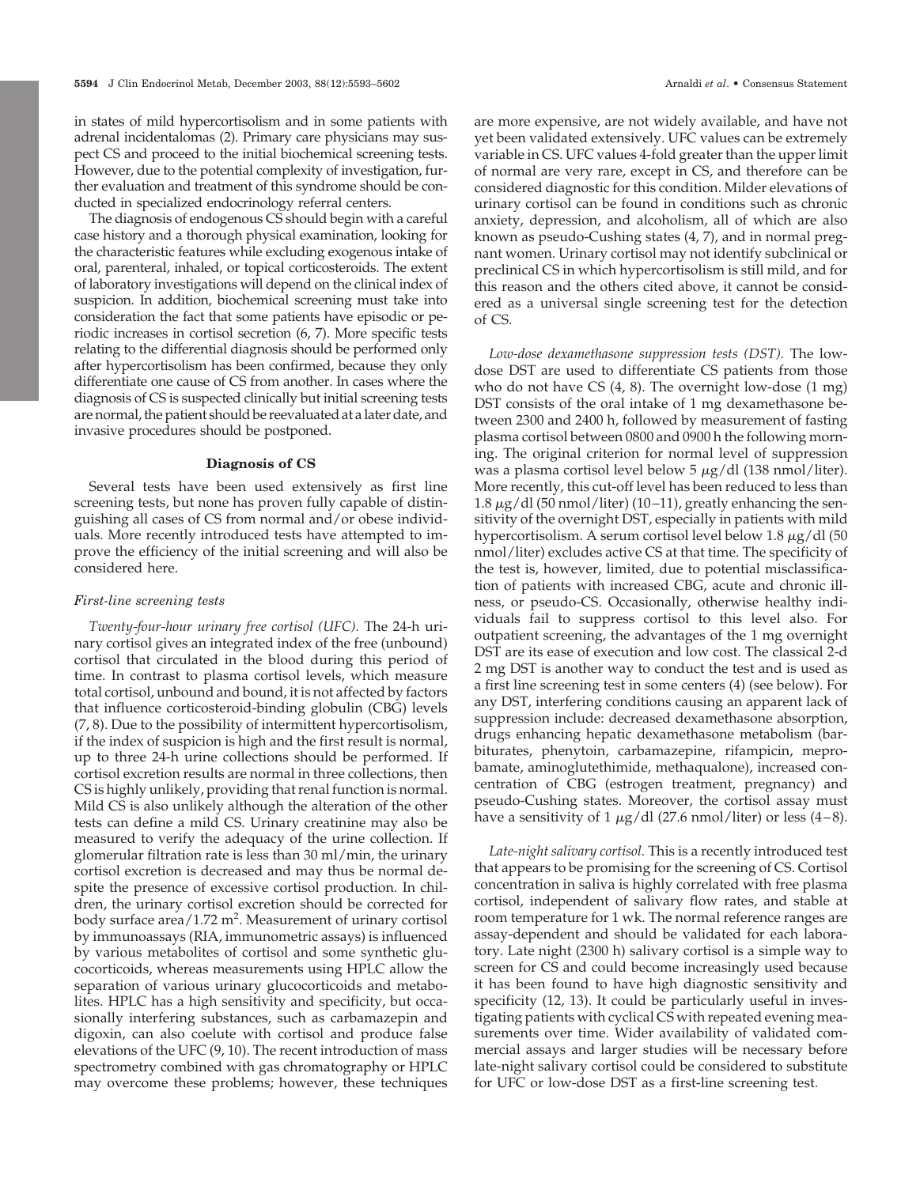in states of mild hypercortisolism and in some patients with adrenal incidentalomas (2). Primary care physicians may suspect CS and proceed to the initial biochemical screening tests. However, due to the potential complexity of investigation, further evaluation and treatment of this syndrome should be conducted in specialized endocrinology referral centers.

The diagnosis of endogenous CS should begin with a careful case history and a thorough physical examination, looking for the characteristic features while excluding exogenous intake of oral, parenteral, inhaled, or topical corticosteroids. The extent of laboratory investigations will depend on the clinical index of suspicion. In addition, biochemical screening must take into consideration the fact that some patients have episodic or periodic increases in cortisol secretion (6, 7). More specific tests relating to the differential diagnosis should be performed only after hypercortisolism has been confirmed, because they only differentiate one cause of CS from another. In cases where the diagnosis of CS is suspected clinically but initial screening tests are normal, the patient should be reevaluated at a later date, and invasive procedures should be postponed.

## Diagnosis of CS

Several tests have been used extensively as first line screening tests, but none has proven fully capable of distinguishing all cases of CS from normal and/or obese individuals. More recently introduced tests have attempted to improve the efficiency of the initial screening and will also be considered here.

### *First-line screening tests*

*Twenty-four-hour urinary free cortisol (UFC).* The 24-h urinary cortisol gives an integrated index of the free (unbound) cortisol that circulated in the blood during this period of time. In contrast to plasma cortisol levels, which measure total cortisol, unbound and bound, it is not affected by factors that influence corticosteroid-binding globulin (CBG) levels (7, 8). Due to the possibility of intermittent hypercortisolism, if the index of suspicion is high and the first result is normal, up to three 24-h urine collections should be performed. If cortisol excretion results are normal in three collections, then CS is highly unlikely, providing that renal function is normal. Mild CS is also unlikely although the alteration of the other tests can define a mild CS. Urinary creatinine may also be measured to verify the adequacy of the urine collection. If glomerular filtration rate is less than 30 ml/min, the urinary cortisol excretion is decreased and may thus be normal despite the presence of excessive cortisol production. In children, the urinary cortisol excretion should be corrected for body surface area/1.72 $m^2$. Measurement of urinary cortisol by immunoassays (RIA, immunometric assays) is influenced by various metabolites of cortisol and some synthetic glucocorticoids, whereas measurements using HPLC allow the separation of various urinary glucocorticoids and metabolites. HPLC has a high sensitivity and specificity, but occasionally interfering substances, such as carbamazepin and digoxin, can also coelute with cortisol and produce false elevations of the UFC (9, 10). The recent introduction of mass spectrometry combined with gas chromatography or HPLC may overcome these problems; however, these techniques are more expensive, are not widely available, and have not yet been validated extensively. UFC values can be extremely variable in CS. UFC values 4-fold greater than the upper limit of normal are very rare, except in CS, and therefore can be considered diagnostic for this condition. Milder elevations of urinary cortisol can be found in conditions such as chronic anxiety, depression, and alcoholism, all of which are also known as pseudo-Cushing states (4, 7), and in normal pregnant women. Urinary cortisol may not identify subclinical or preclinical CS in which hypercortisolism is still mild, and for this reason and the others cited above, it cannot be considered as a universal single screening test for the detection of CS.

*Low-dose dexamethasone suppression tests (DST).* The low-dose DST are used to differentiate CS patients from those who do not have CS (4, 8). The overnight low-dose (1 mg) DST consists of the oral intake of 1 mg dexamethasone between 2300 and 2400 h, followed by measurement of fasting plasma cortisol between 0800 and 0900 h the following morning. The original criterion for normal level of suppression was a plasma cortisol level below 5 μg/dl (138 nmol/liter). More recently, this cut-off level has been reduced to less than 1.8 μg/dl (50 nmol/liter) (10–11), greatly enhancing the sensitivity of the overnight DST, especially in patients with mild hypercortisolism. A serum cortisol level below 1.8 μg/dl (50 nmol/liter) excludes active CS at that time. The specificity of the test is, however, limited, due to potential misclassification of patients with increased CBG, acute and chronic illness, or pseudo-CS. Occasionally, otherwise healthy individuals fail to suppress cortisol to this level also. For outpatient screening, the advantages of the 1 mg overnight DST are its ease of execution and low cost. The classical 2-d 2 mg DST is another way to conduct the test and is used as a first line screening test in some centers (4) (see below). For any DST, interfering conditions causing an apparent lack of suppression include: decreased dexamethasone absorption, drugs enhancing hepatic dexamethasone metabolism (barbiturates, phenytoin, carbamazepine, rifampicin, meprobamate, aminoglutethimide, methaqualone), increased concentration of CBG (estrogen treatment, pregnancy) and pseudo-Cushing states. Moreover, the cortisol assay must have a sensitivity of 1 μg/dl (27.6 nmol/liter) or less (4–8).

*Late-night salivary cortisol.* This is a recently introduced test that appears to be promising for the screening of CS. Cortisol concentration in saliva is highly correlated with free plasma cortisol, independent of salivary flow rates, and stable at room temperature for 1 wk. The normal reference ranges are assay-dependent and should be validated for each laboratory. Late night (2300 h) salivary cortisol is a simple way to screen for CS and could become increasingly used because it has been found to have high diagnostic sensitivity and specificity (12, 13). It could be particularly useful in investigating patients with cyclical CS with repeated evening measurements over time. Wider availability of validated commercial assays and larger studies will be necessary before late-night salivary cortisol could be considered to substitute for UFC or low-dose DST as a first-line screening test.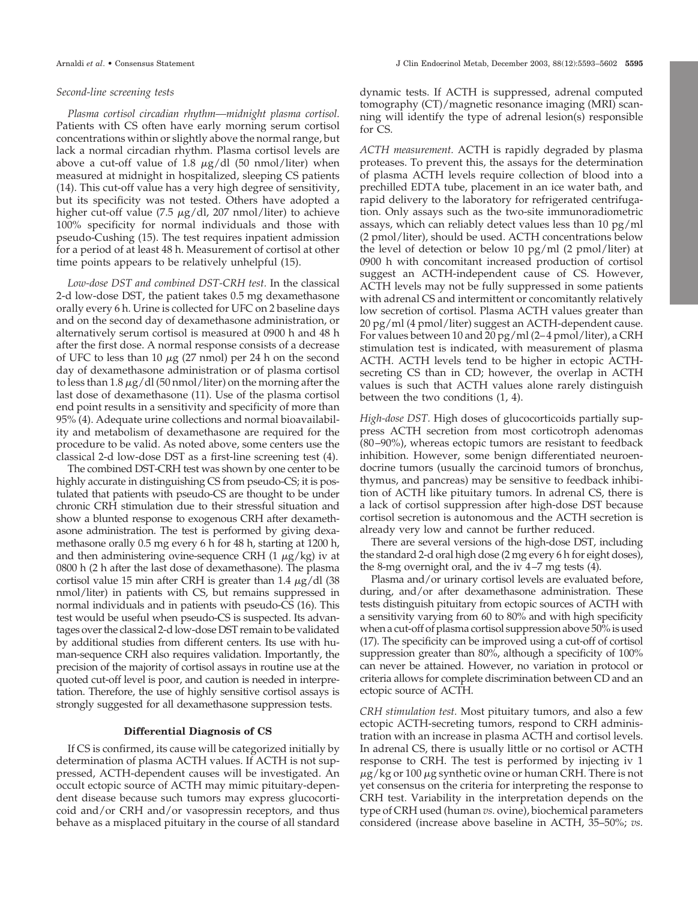### Second-line screening tests

*Plasma cortisol circadian rhythm—midnight plasma cortisol.* Patients with CS often have early morning serum cortisol concentrations within or slightly above the normal range, but lack a normal circadian rhythm. Plasma cortisol levels are above a cut-off value of 1.8 μg/dl (50 nmol/liter) when measured at midnight in hospitalized, sleeping CS patients (14). This cut-off value has a very high degree of sensitivity, but its specificity was not tested. Others have adopted a higher cut-off value (7.5 μg/dl, 207 nmol/liter) to achieve 100% specificity for normal individuals and those with pseudo-Cushing (15). The test requires inpatient admission for a period of at least 48 h. Measurement of cortisol at other time points appears to be relatively unhelpful (15).

*Low-dose DST and combined DST-CRH test.* In the classical 2-d low-dose DST, the patient takes 0.5 mg dexamethasone orally every 6 h. Urine is collected for UFC on 2 baseline days and on the second day of dexamethasone administration, or alternatively serum cortisol is measured at 0900 h and 48 h after the first dose. A normal response consists of a decrease of UFC to less than 10 μg (27 nmol) per 24 h on the second day of dexamethasone administration or of plasma cortisol to less than 1.8 μg/dl (50 nmol/liter) on the morning after the last dose of dexamethasone (11). Use of the plasma cortisol end point results in a sensitivity and specificity of more than 95% (4). Adequate urine collections and normal bioavailability and metabolism of dexamethasone are required for the procedure to be valid. As noted above, some centers use the classical 2-d low-dose DST as a first-line screening test (4).

The combined DST-CRH test was shown by one center to be highly accurate in distinguishing CS from pseudo-CS; it is postulated that patients with pseudo-CS are thought to be under chronic CRH stimulation due to their stressful situation and show a blunted response to exogenous CRH after dexamethasone administration. The test is performed by giving dexamethasone orally 0.5 mg every 6 h for 48 h, starting at 1200 h, and then administering ovine-sequence CRH (1 μg/kg) iv at 0800 h (2 h after the last dose of dexamethasone). The plasma cortisol value 15 min after CRH is greater than 1.4 μg/dl (38 nmol/liter) in patients with CS, but remains suppressed in normal individuals and in patients with pseudo-CS (16). This test would be useful when pseudo-CS is suspected. Its advantages over the classical 2-d low-dose DST remain to be validated by additional studies from different centers. Its use with human-sequence CRH also requires validation. Importantly, the precision of the majority of cortisol assays in routine use at the quoted cut-off level is poor, and caution is needed in interpretation. Therefore, the use of highly sensitive cortisol assays is strongly suggested for all dexamethasone suppression tests.

## Differential Diagnosis of CS

If CS is confirmed, its cause will be categorized initially by determination of plasma ACTH values. If ACTH is not suppressed, ACTH-dependent causes will be investigated. An occult ectopic source of ACTH may mimic pituitary-dependent disease because such tumors may express glucocorticoid and/or CRH and/or vasopressin receptors, and thus behave as a misplaced pituitary in the course of all standard dynamic tests. If ACTH is suppressed, adrenal computed tomography (CT)/magnetic resonance imaging (MRI) scanning will identify the type of adrenal lesion(s) responsible for CS.

*ACTH measurement.* ACTH is rapidly degraded by plasma proteases. To prevent this, the assays for the determination of plasma ACTH levels require collection of blood into a prechilled EDTA tube, placement in an ice water bath, and rapid delivery to the laboratory for refrigerated centrifugation. Only assays such as the two-site immunoradiometric assays, which can reliably detect values less than 10 pg/ml (2 pmol/liter), should be used. ACTH concentrations below the level of detection or below 10 pg/ml (2 pmol/liter) at 0900 h with concomitant increased production of cortisol suggest an ACTH-independent cause of CS. However, ACTH levels may not be fully suppressed in some patients with adrenal CS and intermittent or concomitantly relatively low secretion of cortisol. Plasma ACTH values greater than 20 pg/ml (4 pmol/liter) suggest an ACTH-dependent cause. For values between 10 and 20 pg/ml (2–4 pmol/liter), a CRH stimulation test is indicated, with measurement of plasma ACTH. ACTH levels tend to be higher in ectopic ACTH-secreting CS than in CD; however, the overlap in ACTH values is such that ACTH values alone rarely distinguish between the two conditions (1, 4).

*High-dose DST.* High doses of glucocorticoids partially suppress ACTH secretion from most corticotroph adenomas (80–90%), whereas ectopic tumors are resistant to feedback inhibition. However, some benign differentiated neuroendocrine tumors (usually the carcinoid tumors of bronchus, thymus, and pancreas) may be sensitive to feedback inhibition of ACTH like pituitary tumors. In adrenal CS, there is a lack of cortisol suppression after high-dose DST because cortisol secretion is autonomous and the ACTH secretion is already very low and cannot be further reduced.

There are several versions of the high-dose DST, including the standard 2-d oral high dose (2 mg every 6 h for eight doses), the 8-mg overnight oral, and the iv 4–7 mg tests (4).

Plasma and/or urinary cortisol levels are evaluated before, during, and/or after dexamethasone administration. These tests distinguish pituitary from ectopic sources of ACTH with a sensitivity varying from 60 to 80% and with high specificity when a cut-off of plasma cortisol suppression above 50% is used (17). The specificity can be improved using a cut-off of cortisol suppression greater than 80%, although a specificity of 100% can never be attained. However, no variation in protocol or criteria allows for complete discrimination between CD and an ectopic source of ACTH.

*CRH stimulation test.* Most pituitary tumors, and also a few ectopic ACTH-secreting tumors, respond to CRH administration with an increase in plasma ACTH and cortisol levels. In adrenal CS, there is usually little or no cortisol or ACTH response to CRH. The test is performed by injecting iv 1 μg/kg or 100 μg synthetic ovine or human CRH. There is not yet consensus on the criteria for interpreting the response to CRH test. Variability in the interpretation depends on the type of CRH used (human *vs.* ovine), biochemical parameters considered (increase above baseline in ACTH, 35–50%; *vs.*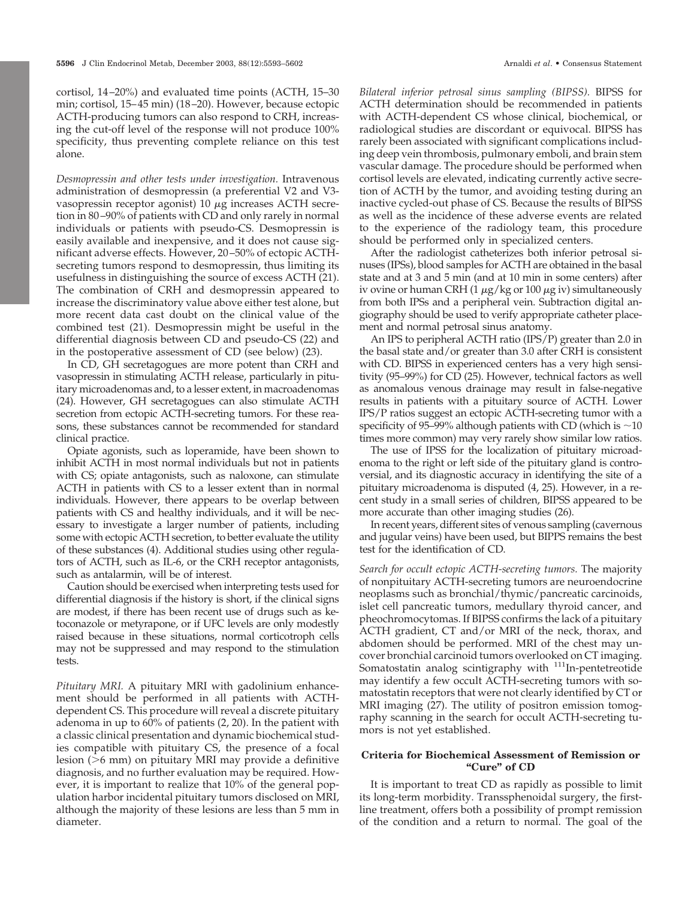cortisol, 14–20%) and evaluated time points (ACTH, 15–30 min; cortisol, 15–45 min) (18–20). However, because ectopic ACTH-producing tumors can also respond to CRH, increasing the cut-off level of the response will not produce 100% specificity, thus preventing complete reliance on this test alone.

*Desmopressin and other tests under investigation.* Intravenous administration of desmopressin (a preferential V2 and V3-vasopressin receptor agonist) 10 μg increases ACTH secretion in 80–90% of patients with CD and only rarely in normal individuals or patients with pseudo-CS. Desmopressin is easily available and inexpensive, and it does not cause significant adverse effects. However, 20–50% of ectopic ACTH-secreting tumors respond to desmopressin, thus limiting its usefulness in distinguishing the source of excess ACTH (21). The combination of CRH and desmopressin appeared to increase the discriminatory value above either test alone, but more recent data cast doubt on the clinical value of the combined test (21). Desmopressin might be useful in the differential diagnosis between CD and pseudo-CS (22) and in the postoperative assessment of CD (see below) (23).

In CD, GH secretagogues are more potent than CRH and vasopressin in stimulating ACTH release, particularly in pituitary microadenomas and, to a lesser extent, in macroadenomas (24). However, GH secretagogues can also stimulate ACTH secretion from ectopic ACTH-secreting tumors. For these reasons, these substances cannot be recommended for standard clinical practice.

Opiate agonists, such as loperamide, have been shown to inhibit ACTH in most normal individuals but not in patients with CS; opiate antagonists, such as naloxone, can stimulate ACTH in patients with CS to a lesser extent than in normal individuals. However, there appears to be overlap between patients with CS and healthy individuals, and it will be necessary to investigate a larger number of patients, including some with ectopic ACTH secretion, to better evaluate the utility of these substances (4). Additional studies using other regulators of ACTH, such as IL-6, or the CRH receptor antagonists, such as antalarmin, will be of interest.

Caution should be exercised when interpreting tests used for differential diagnosis if the history is short, if the clinical signs are modest, if there has been recent use of drugs such as ketoconazole or metyrapone, or if UFC levels are only modestly raised because in these situations, normal corticotroph cells may not be suppressed and may respond to the stimulation tests.

*Pituitary MRI.* A pituitary MRI with gadolinium enhancement should be performed in all patients with ACTH-dependent CS. This procedure will reveal a discrete pituitary adenoma in up to 60% of patients (2, 20). In the patient with a classic clinical presentation and dynamic biochemical studies compatible with pituitary CS, the presence of a focal lesion (>6 mm) on pituitary MRI may provide a definitive diagnosis, and no further evaluation may be required. However, it is important to realize that 10% of the general population harbor incidental pituitary tumors disclosed on MRI, although the majority of these lesions are less than 5 mm in diameter.

*Bilateral inferior petrosal sinus sampling (BIPSS).* BIPSS for ACTH determination should be recommended in patients with ACTH-dependent CS whose clinical, biochemical, or radiological studies are discordant or equivocal. BIPSS has rarely been associated with significant complications including deep vein thrombosis, pulmonary emboli, and brain stem vascular damage. The procedure should be performed when cortisol levels are elevated, indicating currently active secretion of ACTH by the tumor, and avoiding testing during an inactive cycled-out phase of CS. Because the results of BIPSS as well as the incidence of these adverse events are related to the experience of the radiology team, this procedure should be performed only in specialized centers.

After the radiologist catheterizes both inferior petrosal sinuses (IPSs), blood samples for ACTH are obtained in the basal state and at 3 and 5 min (and at 10 min in some centers) after iv ovine or human CRH (1 μg/kg or 100 μg iv) simultaneously from both IPSs and a peripheral vein. Subtraction digital angiography should be used to verify appropriate catheter placement and normal petrosal sinus anatomy.

An IPS to peripheral ACTH ratio (IPS/P) greater than 2.0 in the basal state and/or greater than 3.0 after CRH is consistent with CD. BIPSS in experienced centers has a very high sensitivity (95–99%) for CD (25). However, technical factors as well as anomalous venous drainage may result in false-negative results in patients with a pituitary source of ACTH. Lower IPS/P ratios suggest an ectopic ACTH-secreting tumor with a specificity of 95–99% although patients with CD (which is ~10 times more common) may very rarely show similar low ratios.

The use of IPSS for the localization of pituitary microadenoma to the right or left side of the pituitary gland is controversial, and its diagnostic accuracy in identifying the site of a pituitary microadenoma is disputed (4, 25). However, in a recent study in a small series of children, BIPSS appeared to be more accurate than other imaging studies (26).

In recent years, different sites of venous sampling (cavernous and jugular veins) have been used, but BIPPS remains the best test for the identification of CD.

*Search for occult ectopic ACTH-secreting tumors.* The majority of nonpituitary ACTH-secreting tumors are neuroendocrine neoplasms such as bronchial/thymic/pancreatic carcinoids, islet cell pancreatic tumors, medullary thyroid cancer, and pheochromocytomas. If BIPSS confirms the lack of a pituitary ACTH gradient, CT and/or MRI of the neck, thorax, and abdomen should be performed. MRI of the chest may uncover bronchial carcinoid tumors overlooked on CT imaging. Somatostatin analog scintigraphy with $^{111}$In-pentetreotide may identify a few occult ACTH-secreting tumors with somatostatin receptors that were not clearly identified by CT or MRI imaging (27). The utility of positron emission tomography scanning in the search for occult ACTH-secreting tumors is not yet established.

### Criteria for Biochemical Assessment of Remission or "Cure" of CD

It is important to treat CD as rapidly as possible to limit its long-term morbidity. Transsphenoidal surgery, the first-line treatment, offers both a possibility of prompt remission of the condition and a return to normal. The goal of the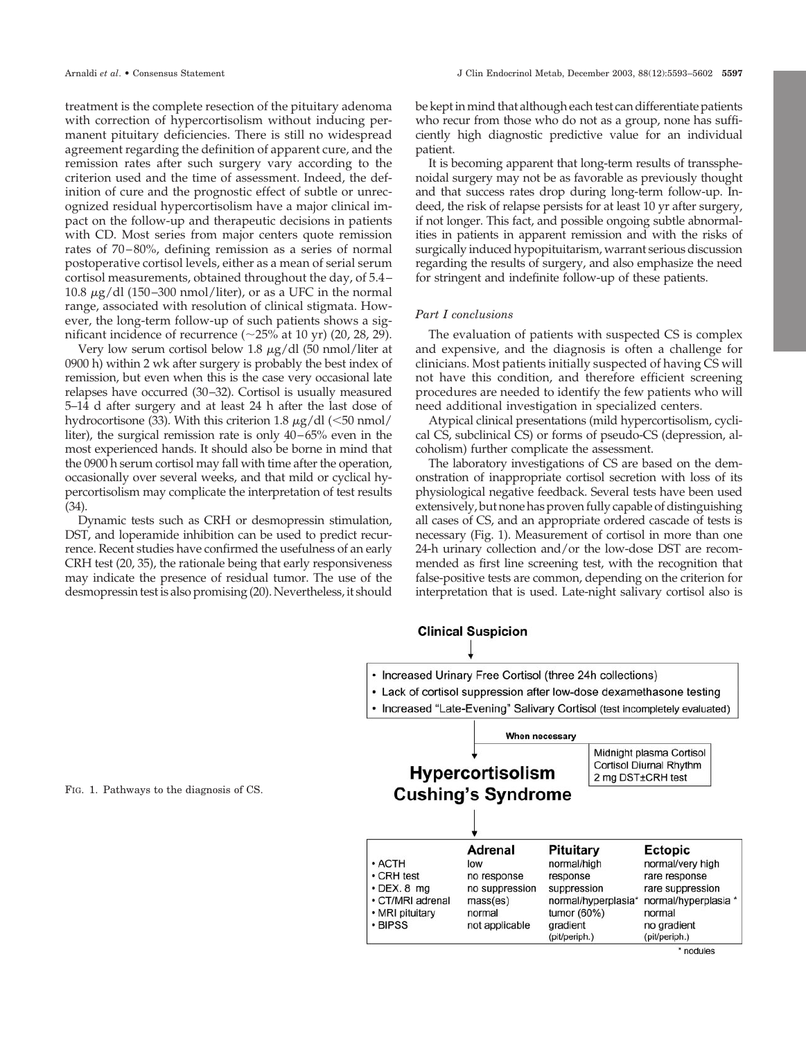treatment is the complete resection of the pituitary adenoma with correction of hypercortisolism without inducing permanent pituitary deficiencies. There is still no widespread agreement regarding the definition of apparent cure, and the remission rates after such surgery vary according to the criterion used and the time of assessment. Indeed, the definition of cure and the prognostic effect of subtle or unrecognized residual hypercortisolism have a major clinical impact on the follow-up and therapeutic decisions in patients with CD. Most series from major centers quote remission rates of 70–80%, defining remission as a series of normal postoperative cortisol levels, either as a mean of serial serum cortisol measurements, obtained throughout the day, of 5.4–10.8 $\mu$g/dl (150–300 nmol/liter), or as a UFC in the normal range, associated with resolution of clinical stigmata. However, the long-term follow-up of such patients shows a significant incidence of recurrence (~25% at 10 yr) (20, 28, 29).

Very low serum cortisol below 1.8 $\mu$g/dl (50 nmol/liter at 0900 h) within 2 wk after surgery is probably the best index of remission, but even when this is the case very occasional late relapses have occurred (30–32). Cortisol is usually measured 5–14 d after surgery and at least 24 h after the last dose of hydrocortisone (33). With this criterion 1.8 $\mu$g/dl (<50 nmol/liter), the surgical remission rate is only 40–65% even in the most experienced hands. It should also be borne in mind that the 0900 h serum cortisol may fall with time after the operation, occasionally over several weeks, and that mild or cyclical hypercortisolism may complicate the interpretation of test results (34).

Dynamic tests such as CRH or desmopressin stimulation, DST, and loperamide inhibition can be used to predict recurrence. Recent studies have confirmed the usefulness of an early CRH test (20, 35), the rationale being that early responsiveness may indicate the presence of residual tumor. The use of the desmopressin test is also promising (20). Nevertheless, it should be kept in mind that although each test can differentiate patients who recur from those who do not as a group, none has sufficiently high diagnostic predictive value for an individual patient.

It is becoming apparent that long-term results of transsphenoidal surgery may not be as favorable as previously thought and that success rates drop during long-term follow-up. Indeed, the risk of relapse persists for at least 10 yr after surgery, if not longer. This fact, and possible ongoing subtle abnormalities in patients in apparent remission and with the risks of surgically induced hypopituitarism, warrant serious discussion regarding the results of surgery, and also emphasize the need for stringent and indefinite follow-up of these patients.

### *Part I conclusions*

The evaluation of patients with suspected CS is complex and expensive, and the diagnosis is often a challenge for clinicians. Most patients initially suspected of having CS will not have this condition, and therefore efficient screening procedures are needed to identify the few patients who will need additional investigation in specialized centers.

Atypical clinical presentations (mild hypercortisolism, cyclical CS, subclinical CS) or forms of pseudo-CS (depression, alcoholism) further complicate the assessment.

The laboratory investigations of CS are based on the demonstration of inappropriate cortisol secretion with loss of its physiological negative feedback. Several tests have been used extensively, but none has proven fully capable of distinguishing all cases of CS, and an appropriate ordered cascade of tests is necessary (Fig. 1). Measurement of cortisol in more than one 24-h urinary collection and/or the low-dose DST are recommended as first line screening test, with the recognition that false-positive tests are common, depending on the criterion for interpretation that is used. Late-night salivary cortisol also is

**Clinical Suspicion**

- Increased Urinary Free Cortisol (three 24h collections)
- Lack of cortisol suppression after low-dose dexamethasone testing
- Increased "Late-Evening" Salivary Cortisol (test incompletely evaluated)

When necessary

Midnight plasma Cortisol
Cortisol Diurnal Rhythm
2 mg DST±CRH test

**Hypercortisolism**
**Cushing's Syndrome**

| | Adrenal | Pituitary | Ectopic |
|---|---|---|---|
| • ACTH | low | normal/high | normal/very high |
| • CRH test | no response | response | rare response |
| • DEX. 8 mg | no suppression | suppression | rare suppression |
| • CT/MRI adrenal | mass(es) | normal/hyperplasia* | normal/hyperplasia * |
| • MRI pituitary | normal | tumor (60%) | normal |
| • BIPSS | not applicable | gradient (pit/periph.) | no gradient (pit/periph.) |

\* nodules

FIG. 1. Pathways to the diagnosis of CS.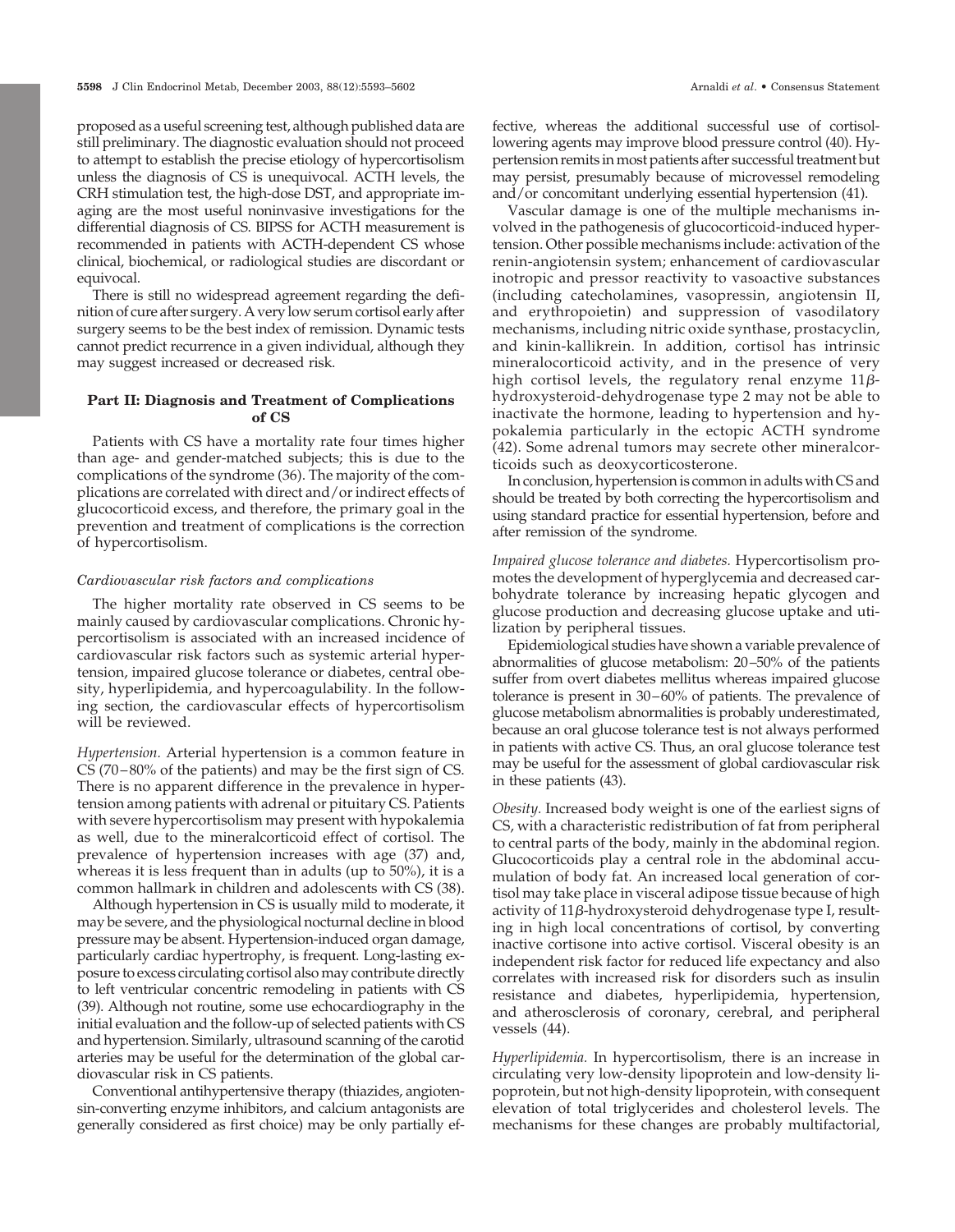proposed as a useful screening test, although published data are still preliminary. The diagnostic evaluation should not proceed to attempt to establish the precise etiology of hypercortisolism unless the diagnosis of CS is unequivocal. ACTH levels, the CRH stimulation test, the high-dose DST, and appropriate imaging are the most useful noninvasive investigations for the differential diagnosis of CS. BIPSS for ACTH measurement is recommended in patients with ACTH-dependent CS whose clinical, biochemical, or radiological studies are discordant or equivocal.

There is still no widespread agreement regarding the definition of cure after surgery. A very low serum cortisol early after surgery seems to be the best index of remission. Dynamic tests cannot predict recurrence in a given individual, although they may suggest increased or decreased risk.

## Part II: Diagnosis and Treatment of Complications of CS

Patients with CS have a mortality rate four times higher than age- and gender-matched subjects; this is due to the complications of the syndrome (36). The majority of the complications are correlated with direct and/or indirect effects of glucocorticoid excess, and therefore, the primary goal in the prevention and treatment of complications is the correction of hypercortisolism.

### *Cardiovascular risk factors and complications*

The higher mortality rate observed in CS seems to be mainly caused by cardiovascular complications. Chronic hypercortisolism is associated with an increased incidence of cardiovascular risk factors such as systemic arterial hypertension, impaired glucose tolerance or diabetes, central obesity, hyperlipidemia, and hypercoagulability. In the following section, the cardiovascular effects of hypercortisolism will be reviewed.

*Hypertension.* Arterial hypertension is a common feature in CS (70–80% of the patients) and may be the first sign of CS. There is no apparent difference in the prevalence in hypertension among patients with adrenal or pituitary CS. Patients with severe hypercortisolism may present with hypokalemia as well, due to the mineralcorticoid effect of cortisol. The prevalence of hypertension increases with age (37) and, whereas it is less frequent than in adults (up to 50%), it is a common hallmark in children and adolescents with CS (38).

Although hypertension in CS is usually mild to moderate, it may be severe, and the physiological nocturnal decline in blood pressure may be absent. Hypertension-induced organ damage, particularly cardiac hypertrophy, is frequent. Long-lasting exposure to excess circulating cortisol also may contribute directly to left ventricular concentric remodeling in patients with CS (39). Although not routine, some use echocardiography in the initial evaluation and the follow-up of selected patients with CS and hypertension. Similarly, ultrasound scanning of the carotid arteries may be useful for the determination of the global cardiovascular risk in CS patients.

Conventional antihypertensive therapy (thiazides, angiotensin-converting enzyme inhibitors, and calcium antagonists are generally considered as first choice) may be only partially effective, whereas the additional successful use of cortisol-lowering agents may improve blood pressure control (40). Hypertension remits in most patients after successful treatment but may persist, presumably because of microvessel remodeling and/or concomitant underlying essential hypertension (41).

Vascular damage is one of the multiple mechanisms involved in the pathogenesis of glucocorticoid-induced hypertension. Other possible mechanisms include: activation of the renin-angiotensin system; enhancement of cardiovascular inotropic and pressor reactivity to vasoactive substances (including catecholamines, vasopressin, angiotensin II, and erythropoietin) and suppression of vasodilatory mechanisms, including nitric oxide synthase, prostacyclin, and kinin-kallikrein. In addition, cortisol has intrinsic mineralocorticoid activity, and in the presence of very high cortisol levels, the regulatory renal enzyme 11β-hydroxysteroid-dehydrogenase type 2 may not be able to inactivate the hormone, leading to hypertension and hypokalemia particularly in the ectopic ACTH syndrome (42). Some adrenal tumors may secrete other mineralcorticoids such as deoxycorticosterone.

In conclusion, hypertension is common in adults with CS and should be treated by both correcting the hypercortisolism and using standard practice for essential hypertension, before and after remission of the syndrome.

*Impaired glucose tolerance and diabetes.* Hypercortisolism promotes the development of hyperglycemia and decreased carbohydrate tolerance by increasing hepatic glycogen and glucose production and decreasing glucose uptake and utilization by peripheral tissues.

Epidemiological studies have shown a variable prevalence of abnormalities of glucose metabolism: 20–50% of the patients suffer from overt diabetes mellitus whereas impaired glucose tolerance is present in 30–60% of patients. The prevalence of glucose metabolism abnormalities is probably underestimated, because an oral glucose tolerance test is not always performed in patients with active CS. Thus, an oral glucose tolerance test may be useful for the assessment of global cardiovascular risk in these patients (43).

*Obesity.* Increased body weight is one of the earliest signs of CS, with a characteristic redistribution of fat from peripheral to central parts of the body, mainly in the abdominal region. Glucocorticoids play a central role in the abdominal accumulation of body fat. An increased local generation of cortisol may take place in visceral adipose tissue because of high activity of 11β-hydroxysteroid dehydrogenase type I, resulting in high local concentrations of cortisol, by converting inactive cortisone into active cortisol. Visceral obesity is an independent risk factor for reduced life expectancy and also correlates with increased risk for disorders such as insulin resistance and diabetes, hyperlipidemia, hypertension, and atherosclerosis of coronary, cerebral, and peripheral vessels (44).

*Hyperlipidemia.* In hypercortisolism, there is an increase in circulating very low-density lipoprotein and low-density lipoprotein, but not high-density lipoprotein, with consequent elevation of total triglycerides and cholesterol levels. The mechanisms for these changes are probably multifactorial,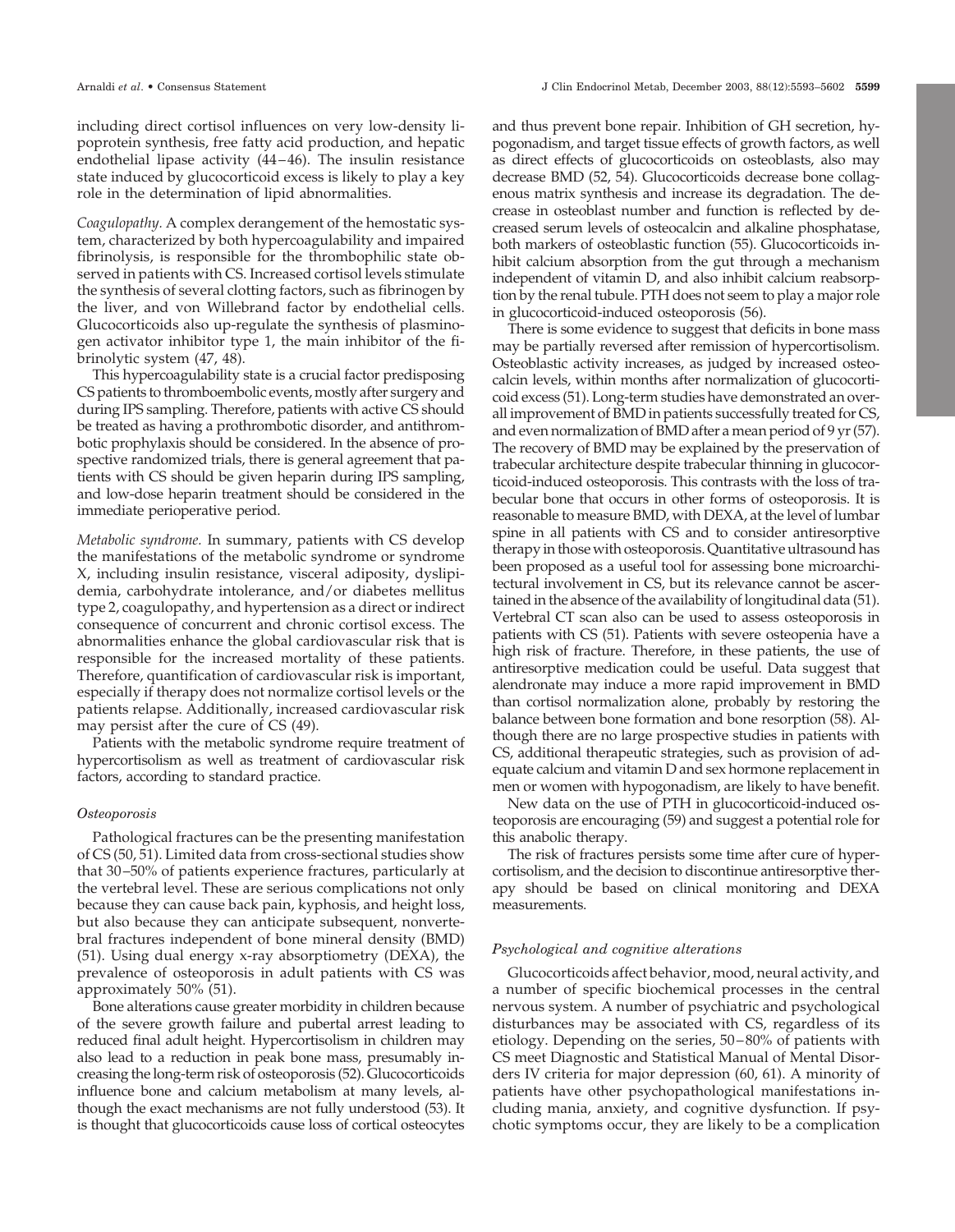including direct cortisol influences on very low-density lipoprotein synthesis, free fatty acid production, and hepatic endothelial lipase activity (44–46). The insulin resistance state induced by glucocorticoid excess is likely to play a key role in the determination of lipid abnormalities.

*Coagulopathy.* A complex derangement of the hemostatic system, characterized by both hypercoagulability and impaired fibrinolysis, is responsible for the thrombophilic state observed in patients with CS. Increased cortisol levels stimulate the synthesis of several clotting factors, such as fibrinogen by the liver, and von Willebrand factor by endothelial cells. Glucocorticoids also up-regulate the synthesis of plasminogen activator inhibitor type 1, the main inhibitor of the fibrinolytic system (47, 48).

This hypercoagulability state is a crucial factor predisposing CS patients to thromboembolic events, mostly after surgery and during IPS sampling. Therefore, patients with active CS should be treated as having a prothrombotic disorder, and antithrombotic prophylaxis should be considered. In the absence of prospective randomized trials, there is general agreement that patients with CS should be given heparin during IPS sampling, and low-dose heparin treatment should be considered in the immediate perioperative period.

*Metabolic syndrome.* In summary, patients with CS develop the manifestations of the metabolic syndrome or syndrome X, including insulin resistance, visceral adiposity, dyslipidemia, carbohydrate intolerance, and/or diabetes mellitus type 2, coagulopathy, and hypertension as a direct or indirect consequence of concurrent and chronic cortisol excess. The abnormalities enhance the global cardiovascular risk that is responsible for the increased mortality of these patients. Therefore, quantification of cardiovascular risk is important, especially if therapy does not normalize cortisol levels or the patients relapse. Additionally, increased cardiovascular risk may persist after the cure of CS (49).

Patients with the metabolic syndrome require treatment of hypercortisolism as well as treatment of cardiovascular risk factors, according to standard practice.

### *Osteoporosis*

Pathological fractures can be the presenting manifestation of CS (50, 51). Limited data from cross-sectional studies show that 30–50% of patients experience fractures, particularly at the vertebral level. These are serious complications not only because they can cause back pain, kyphosis, and height loss, but also because they can anticipate subsequent, nonvertebral fractures independent of bone mineral density (BMD) (51). Using dual energy x-ray absorptiometry (DEXA), the prevalence of osteoporosis in adult patients with CS was approximately 50% (51).

Bone alterations cause greater morbidity in children because of the severe growth failure and pubertal arrest leading to reduced final adult height. Hypercortisolism in children may also lead to a reduction in peak bone mass, presumably increasing the long-term risk of osteoporosis (52). Glucocorticoids influence bone and calcium metabolism at many levels, although the exact mechanisms are not fully understood (53). It is thought that glucocorticoids cause loss of cortical osteocytes and thus prevent bone repair. Inhibition of GH secretion, hypogonadism, and target tissue effects of growth factors, as well as direct effects of glucocorticoids on osteoblasts, also may decrease BMD (52, 54). Glucocorticoids decrease bone collagenous matrix synthesis and increase its degradation. The decrease in osteoblast number and function is reflected by decreased serum levels of osteocalcin and alkaline phosphatase, both markers of osteoblastic function (55). Glucocorticoids inhibit calcium absorption from the gut through a mechanism independent of vitamin D, and also inhibit calcium reabsorption by the renal tubule. PTH does not seem to play a major role in glucocorticoid-induced osteoporosis (56).

There is some evidence to suggest that deficits in bone mass may be partially reversed after remission of hypercortisolism. Osteoblastic activity increases, as judged by increased osteocalcin levels, within months after normalization of glucocorticoid excess (51). Long-term studies have demonstrated an overall improvement of BMD in patients successfully treated for CS, and even normalization of BMD after a mean period of 9 yr (57). The recovery of BMD may be explained by the preservation of trabecular architecture despite trabecular thinning in glucocorticoid-induced osteoporosis. This contrasts with the loss of trabecular bone that occurs in other forms of osteoporosis. It is reasonable to measure BMD, with DEXA, at the level of lumbar spine in all patients with CS and to consider antiresorptive therapy in those with osteoporosis. Quantitative ultrasound has been proposed as a useful tool for assessing bone microarchitectural involvement in CS, but its relevance cannot be ascertained in the absence of the availability of longitudinal data (51). Vertebral CT scan also can be used to assess osteoporosis in patients with CS (51). Patients with severe osteopenia have a high risk of fracture. Therefore, in these patients, the use of antiresorptive medication could be useful. Data suggest that alendronate may induce a more rapid improvement in BMD than cortisol normalization alone, probably by restoring the balance between bone formation and bone resorption (58). Although there are no large prospective studies in patients with CS, additional therapeutic strategies, such as provision of adequate calcium and vitamin D and sex hormone replacement in men or women with hypogonadism, are likely to have benefit.

New data on the use of PTH in glucocorticoid-induced osteoporosis are encouraging (59) and suggest a potential role for this anabolic therapy.

The risk of fractures persists some time after cure of hypercortisolism, and the decision to discontinue antiresorptive therapy should be based on clinical monitoring and DEXA measurements.

### *Psychological and cognitive alterations*

Glucocorticoids affect behavior, mood, neural activity, and a number of specific biochemical processes in the central nervous system. A number of psychiatric and psychological disturbances may be associated with CS, regardless of its etiology. Depending on the series, 50–80% of patients with CS meet Diagnostic and Statistical Manual of Mental Disorders IV criteria for major depression (60, 61). A minority of patients have other psychopathological manifestations including mania, anxiety, and cognitive dysfunction. If psychotic symptoms occur, they are likely to be a complication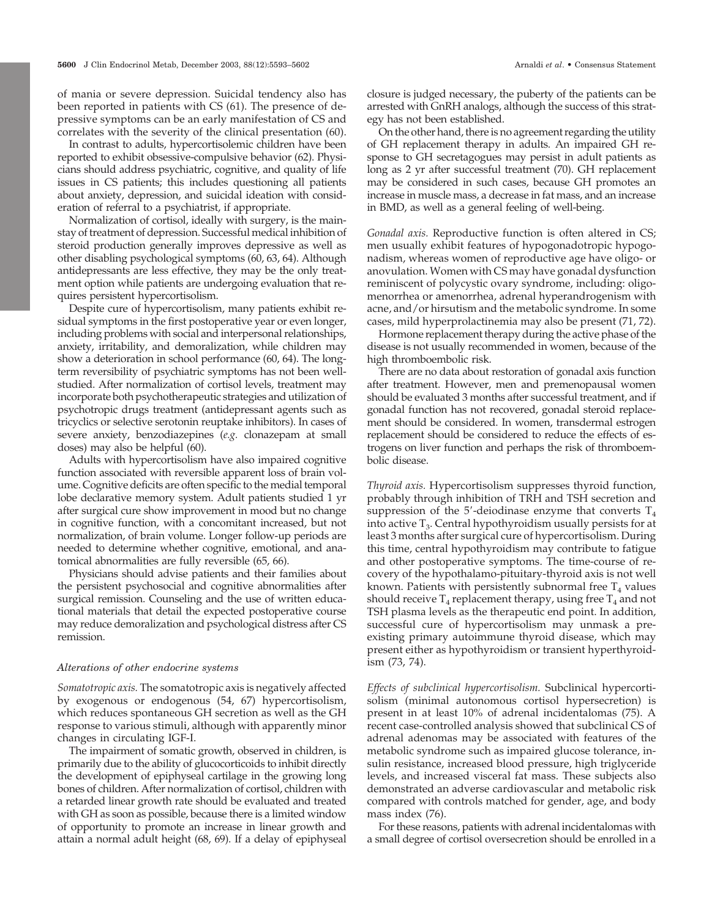of mania or severe depression. Suicidal tendency also has been reported in patients with CS (61). The presence of depressive symptoms can be an early manifestation of CS and correlates with the severity of the clinical presentation (60).

In contrast to adults, hypercortisolemic children have been reported to exhibit obsessive-compulsive behavior (62). Physicians should address psychiatric, cognitive, and quality of life issues in CS patients; this includes questioning all patients about anxiety, depression, and suicidal ideation with consideration of referral to a psychiatrist, if appropriate.

Normalization of cortisol, ideally with surgery, is the mainstay of treatment of depression. Successful medical inhibition of steroid production generally improves depressive as well as other disabling psychological symptoms (60, 63, 64). Although antidepressants are less effective, they may be the only treatment option while patients are undergoing evaluation that requires persistent hypercortisolism.

Despite cure of hypercortisolism, many patients exhibit residual symptoms in the first postoperative year or even longer, including problems with social and interpersonal relationships, anxiety, irritability, and demoralization, while children may show a deterioration in school performance (60, 64). The long-term reversibility of psychiatric symptoms has not been well-studied. After normalization of cortisol levels, treatment may incorporate both psychotherapeutic strategies and utilization of psychotropic drugs treatment (antidepressant agents such as tricyclics or selective serotonin reuptake inhibitors). In cases of severe anxiety, benzodiazepines (*e.g.* clonazepam at small doses) may also be helpful (60).

Adults with hypercortisolism have also impaired cognitive function associated with reversible apparent loss of brain volume. Cognitive deficits are often specific to the medial temporal lobe declarative memory system. Adult patients studied 1 yr after surgical cure show improvement in mood but no change in cognitive function, with a concomitant increased, but not normalization, of brain volume. Longer follow-up periods are needed to determine whether cognitive, emotional, and anatomical abnormalities are fully reversible (65, 66).

Physicians should advise patients and their families about the persistent psychosocial and cognitive abnormalities after surgical remission. Counseling and the use of written educational materials that detail the expected postoperative course may reduce demoralization and psychological distress after CS remission.

#### *Alterations of other endocrine systems*

*Somatotropic axis.* The somatotropic axis is negatively affected by exogenous or endogenous (54, 67) hypercortisolism, which reduces spontaneous GH secretion as well as the GH response to various stimuli, although with apparently minor changes in circulating IGF-I.

The impairment of somatic growth, observed in children, is primarily due to the ability of glucocorticoids to inhibit directly the development of epiphyseal cartilage in the growing long bones of children. After normalization of cortisol, children with a retarded linear growth rate should be evaluated and treated with GH as soon as possible, because there is a limited window of opportunity to promote an increase in linear growth and attain a normal adult height (68, 69). If a delay of epiphyseal closure is judged necessary, the puberty of the patients can be arrested with GnRH analogs, although the success of this strategy has not been established.

On the other hand, there is no agreement regarding the utility of GH replacement therapy in adults. An impaired GH response to GH secretagogues may persist in adult patients as long as 2 yr after successful treatment (70). GH replacement may be considered in such cases, because GH promotes an increase in muscle mass, a decrease in fat mass, and an increase in BMD, as well as a general feeling of well-being.

*Gonadal axis.* Reproductive function is often altered in CS; men usually exhibit features of hypogonadotropic hypogonadism, whereas women of reproductive age have oligo- or anovulation. Women with CS may have gonadal dysfunction reminiscent of polycystic ovary syndrome, including: oligomenorrhea or amenorrhea, adrenal hyperandrogenism with acne, and/or hirsutism and the metabolic syndrome. In some cases, mild hyperprolactinemia may also be present (71, 72).

Hormone replacement therapy during the active phase of the disease is not usually recommended in women, because of the high thromboembolic risk.

There are no data about restoration of gonadal axis function after treatment. However, men and premenopausal women should be evaluated 3 months after successful treatment, and if gonadal function has not recovered, gonadal steroid replacement should be considered. In women, transdermal estrogen replacement should be considered to reduce the effects of estrogens on liver function and perhaps the risk of thromboembolic disease.

*Thyroid axis.* Hypercortisolism suppresses thyroid function, probably through inhibition of TRH and TSH secretion and suppression of the 5′-deiodinase enzyme that converts $T_4$ into active $T_3$. Central hypothyroidism usually persists for at least 3 months after surgical cure of hypercortisolism. During this time, central hypothyroidism may contribute to fatigue and other postoperative symptoms. The time-course of recovery of the hypothalamo-pituitary-thyroid axis is not well known. Patients with persistently subnormal free $T_4$ values should receive $T_4$ replacement therapy, using free $T_4$ and not TSH plasma levels as the therapeutic end point. In addition, successful cure of hypercortisolism may unmask a preexisting primary autoimmune thyroid disease, which may present either as hypothyroidism or transient hyperthyroidism (73, 74).

*Effects of subclinical hypercortisolism.* Subclinical hypercortisolism (minimal autonomous cortisol hypersecretion) is present in at least 10% of adrenal incidentalomas (75). A recent case-controlled analysis showed that subclinical CS of adrenal adenomas may be associated with features of the metabolic syndrome such as impaired glucose tolerance, insulin resistance, increased blood pressure, high triglyceride levels, and increased visceral fat mass. These subjects also demonstrated an adverse cardiovascular and metabolic risk compared with controls matched for gender, age, and body mass index (76).

For these reasons, patients with adrenal incidentalomas with a small degree of cortisol oversecretion should be enrolled in a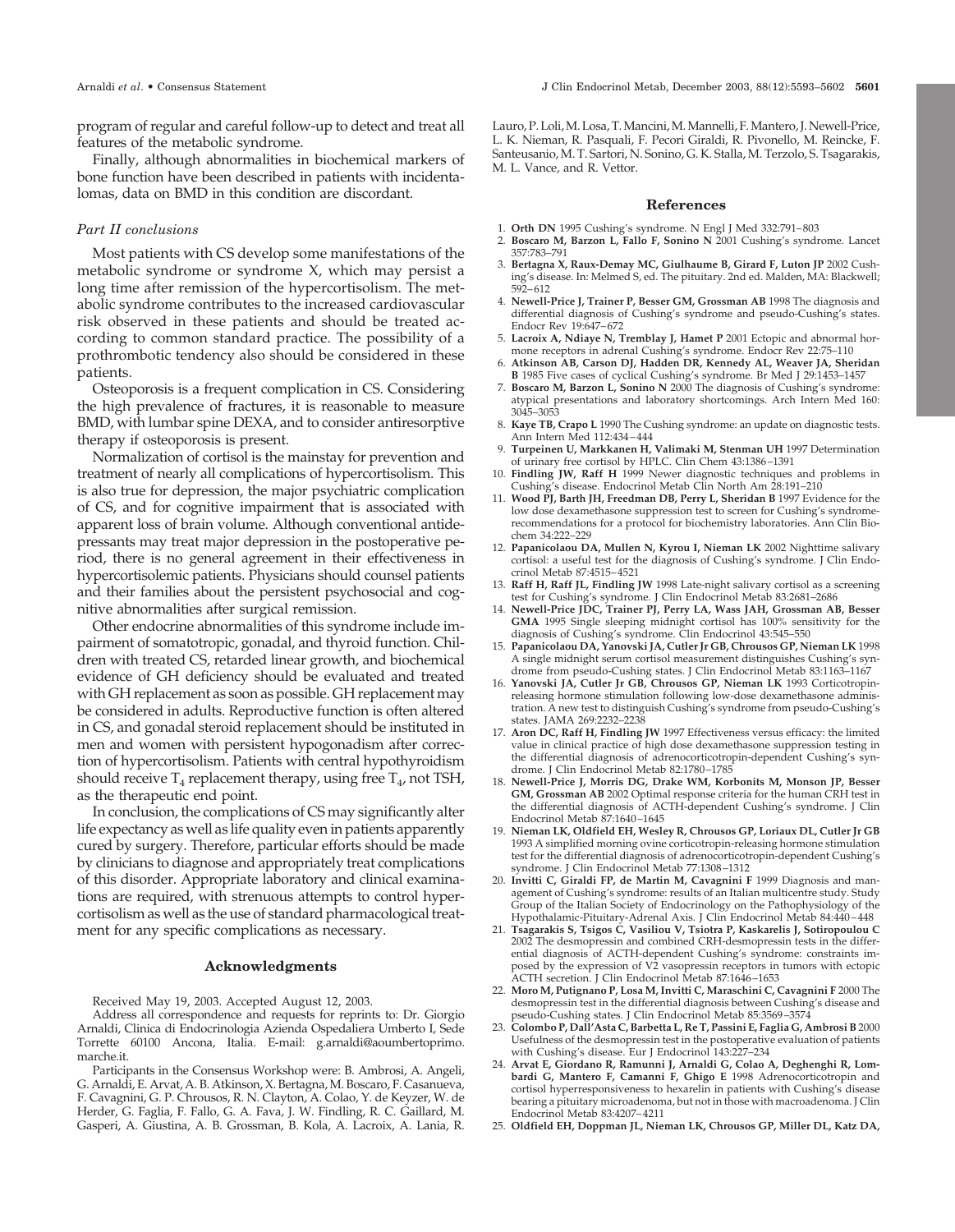program of regular and careful follow-up to detect and treat all features of the metabolic syndrome.

Finally, although abnormalities in biochemical markers of bone function have been described in patients with incidentalomas, data on BMD in this condition are discordant.

### *Part II conclusions*

Most patients with CS develop some manifestations of the metabolic syndrome or syndrome X, which may persist a long time after remission of the hypercortisolism. The metabolic syndrome contributes to the increased cardiovascular risk observed in these patients and should be treated according to common standard practice. The possibility of a prothrombotic tendency also should be considered in these patients.

Osteoporosis is a frequent complication in CS. Considering the high prevalence of fractures, it is reasonable to measure BMD, with lumbar spine DEXA, and to consider antiresorptive therapy if osteoporosis is present.

Normalization of cortisol is the mainstay for prevention and treatment of nearly all complications of hypercortisolism. This is also true for depression, the major psychiatric complication of CS, and for cognitive impairment that is associated with apparent loss of brain volume. Although conventional antidepressants may treat major depression in the postoperative period, there is no general agreement in their effectiveness in hypercortisolemic patients. Physicians should counsel patients and their families about the persistent psychosocial and cognitive abnormalities after surgical remission.

Other endocrine abnormalities of this syndrome include impairment of somatotropic, gonadal, and thyroid function. Children with treated CS, retarded linear growth, and biochemical evidence of GH deficiency should be evaluated and treated with GH replacement as soon as possible. GH replacement may be considered in adults. Reproductive function is often altered in CS, and gonadal steroid replacement should be instituted in men and women with persistent hypogonadism after correction of hypercortisolism. Patients with central hypothyroidism should receive $T_4$ replacement therapy, using free $T_4$, not TSH, as the therapeutic end point.

In conclusion, the complications of CS may significantly alter life expectancy as well as life quality even in patients apparently cured by surgery. Therefore, particular efforts should be made by clinicians to diagnose and appropriately treat complications of this disorder. Appropriate laboratory and clinical examinations are required, with strenuous attempts to control hypercortisolism as well as the use of standard pharmacological treatment for any specific complications as necessary.

## Acknowledgments

Received May 19, 2003. Accepted August 12, 2003.

Address all correspondence and requests for reprints to: Dr. Giorgio Arnaldi, Clinica di Endocrinologia Azienda Ospedaliera Umberto I, Sede Torrette 60100 Ancona, Italia. E-mail: g.arnaldi@aoumbertoprimo.marche.it.

Participants in the Consensus Workshop were: B. Ambrosi, A. Angeli, G. Arnaldi, E. Arvat, A. B. Atkinson, X. Bertagna, M. Boscaro, F. Casanueva, F. Cavagnini, G. P. Chrousos, R. N. Clayton, A. Colao, Y. de Keyzer, W. de Herder, G. Faglia, F. Fallo, G. A. Fava, J. W. Findling, R. C. Gaillard, M. Gasperi, A. Giustina, A. B. Grossman, B. Kola, A. Lacroix, A. Lania, R. Lauro, P. Loli, M. Losa, T. Mancini, M. Mannelli, F. Mantero, J. Newell-Price, L. K. Nieman, R. Pasquali, F. Pecori Giraldi, R. Pivonello, M. Reincke, F. Santeusanio, M. T. Sartori, N. Sonino, G. K. Stalla, M. Terzolo, S. Tsagarakis, M. L. Vance, and R. Vettor.

## References

1. **Orth DN** 1995 Cushing's syndrome. N Engl J Med 332:791–803
2. **Boscaro M, Barzon L, Fallo F, Sonino N** 2001 Cushing's syndrome. Lancet 357:783–791
3. **Bertagna X, Raux-Demay MC, Giulhaume B, Girard F, Luton JP** 2002 Cushing's disease. In: Melmed S, ed. The pituitary. 2nd ed. Malden, MA: Blackwell; 592–612
4. **Newell-Price J, Trainer P, Besser GM, Grossman AB** 1998 The diagnosis and differential diagnosis of Cushing's syndrome and pseudo-Cushing's states. Endocr Rev 19:647–672
5. **Lacroix A, Ndiaye N, Tremblay J, Hamet P** 2001 Ectopic and abnormal hormone receptors in adrenal Cushing's syndrome. Endocr Rev 22:75–110
6. **Atkinson AB, Carson DJ, Hadden DR, Kennedy AL, Weaver JA, Sheridan B** 1985 Five cases of cyclical Cushing's syndrome. Br Med J 29:1453–1457
7. **Boscaro M, Barzon L, Sonino N** 2000 The diagnosis of Cushing's syndrome: atypical presentations and laboratory shortcomings. Arch Intern Med 160: 3045–3053
8. **Kaye TB, Crapo L** 1990 The Cushing syndrome: an update on diagnostic tests. Ann Intern Med 112:434–444
9. **Turpeinen U, Markkanen H, Valimaki M, Stenman UH** 1997 Determination of urinary free cortisol by HPLC. Clin Chem 43:1386–1391
10. **Findling JW, Raff H** 1999 Newer diagnostic techniques and problems in Cushing's disease. Endocrinol Metab Clin North Am 28:191–210
11. **Wood PJ, Barth JH, Freedman DB, Perry L, Sheridan B** 1997 Evidence for the low dose dexamethasone suppression test to screen for Cushing's syndrome-recommendations for a protocol for biochemistry laboratories. Ann Clin Biochem 34:222–229
12. **Papanicolaou DA, Mullen N, Kyrou I, Nieman LK** 2002 Nighttime salivary cortisol: a useful test for the diagnosis of Cushing's syndrome. J Clin Endocrinol Metab 87:4515–4521
13. **Raff H, Raff JL, Findling JW** 1998 Late-night salivary cortisol as a screening test for Cushing's syndrome. J Clin Endocrinol Metab 83:2681–2686
14. **Newell-Price JDC, Trainer PJ, Perry LA, Wass JAH, Grossman AB, Besser GMA** 1995 Single sleeping midnight cortisol has 100% sensitivity for the diagnosis of Cushing's syndrome. Clin Endocrinol 43:545–550
15. **Papanicolaou DA, Yanovski JA, Cutler Jr GB, Chrousos GP, Nieman LK** 1998 A single midnight serum cortisol measurement distinguishes Cushing's syndrome from pseudo-Cushing states. J Clin Endocrinol Metab 83:1163–1167
16. **Yanovski JA, Cutler Jr GB, Chrousos GP, Nieman LK** 1993 Corticotropin-releasing hormone stimulation following low-dose dexamethasone administration. A new test to distinguish Cushing's syndrome from pseudo-Cushing's states. JAMA 269:2232–2238
17. **Aron DC, Raff H, Findling JW** 1997 Effectiveness versus efficacy: the limited value in clinical practice of high dose dexamethasone suppression testing in the differential diagnosis of adrenocorticotropin-dependent Cushing's syndrome. J Clin Endocrinol Metab 82:1780–1785
18. **Newell-Price J, Morris DG, Drake WM, Korbonits M, Monson JP, Besser GM, Grossman AB** 2002 Optimal response criteria for the human CRH test in the differential diagnosis of ACTH-dependent Cushing's syndrome. J Clin Endocrinol Metab 87:1640–1645
19. **Nieman LK, Oldfield EH, Wesley R, Chrousos GP, Loriaux DL, Cutler Jr GB** 1993 A simplified morning ovine corticotropin-releasing hormone stimulation test for the differential diagnosis of adrenocorticotropin-dependent Cushing's syndrome. J Clin Endocrinol Metab 77:1308–1312
20. **Invitti C, Giraldi FP, de Martin M, Cavagnini F** 1999 Diagnosis and management of Cushing's syndrome: results of an Italian multicentre study. Study Group of the Italian Society of Endocrinology on the Pathophysiology of the Hypothalamic-Pituitary-Adrenal Axis. J Clin Endocrinol Metab 84:440–448
21. **Tsagarakis S, Tsigos C, Vasiliou V, Tsiotra P, Kaskarelis J, Sotiropoulou C** 2002 The desmopressin and combined CRH-desmopressin tests in the differential diagnosis of ACTH-dependent Cushing's syndrome: constraints imposed by the expression of V2 vasopressin receptors in tumors with ectopic ACTH secretion. J Clin Endocrinol Metab 87:1646–1653
22. **Moro M, Putignano P, Losa M, Invitti C, Maraschini C, Cavagnini F** 2000 The desmopressin test in the differential diagnosis between Cushing's disease and pseudo-Cushing states. J Clin Endocrinol Metab 85:3569–3574
23. **Colombo P, Dall'Asta C, Barbetta L, Re T, Passini E, Faglia G, Ambrosi B** 2000 Usefulness of the desmopressin test in the postoperative evaluation of patients with Cushing's disease. Eur J Endocrinol 143:227–234
24. **Arvat E, Giordano R, Ramunni J, Arnaldi G, Colao A, Deghenghi R, Lombardi G, Mantero F, Camanni F, Ghigo E** 1998 Adrenocorticotropin and cortisol hyperresponsiveness to hexarelin in patients with Cushing's disease bearing a pituitary microadenoma, but not in those with macroadenoma. J Clin Endocrinol Metab 83:4207–4211
25. **Oldfield EH, Doppman JL, Nieman LK, Chrousos GP, Miller DL, Katz DA,**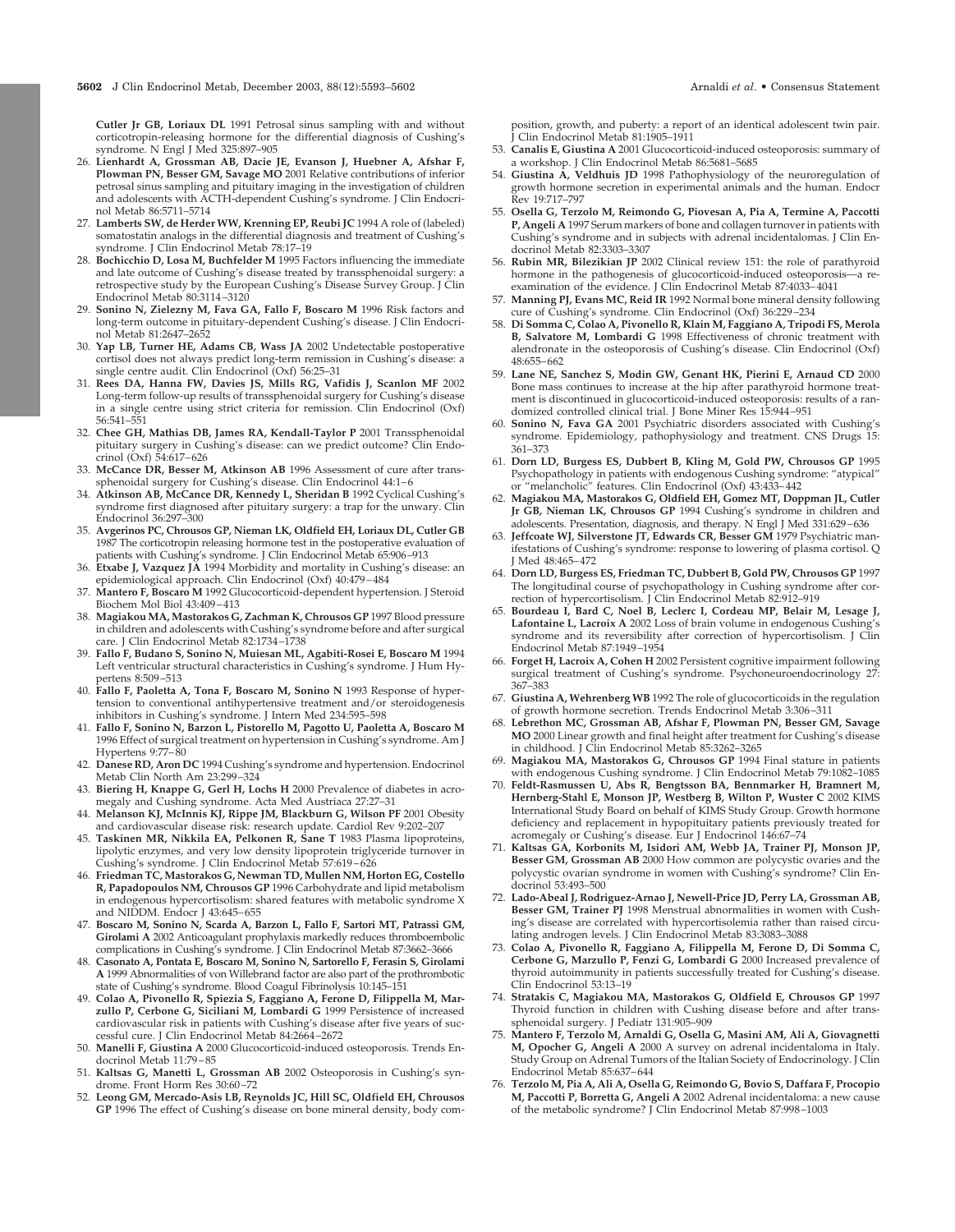Cutler Jr GB, Loriaux DL 1991 Petrosal sinus sampling with and without corticotropin-releasing hormone for the differential diagnosis of Cushing's syndrome. N Engl J Med 325:897–905

26. **Lienhardt A, Grossman AB, Dacie JE, Evanson J, Huebner A, Afshar F, Plowman PN, Besser GM, Savage MO** 2001 Relative contributions of inferior petrosal sinus sampling and pituitary imaging in the investigation of children and adolescents with ACTH-dependent Cushing's syndrome. J Clin Endocrinol Metab 86:5711–5714
27. **Lamberts SW, de Herder WW, Krenning EP, Reubi JC** 1994 A role of (labeled) somatostatin analogs in the differential diagnosis and treatment of Cushing's syndrome. J Clin Endocrinol Metab 78:17–19
28. **Bochicchio D, Losa M, Buchfelder M** 1995 Factors influencing the immediate and late outcome of Cushing's disease treated by transsphenoidal surgery: a retrospective study by the European Cushing's Disease Survey Group. J Clin Endocrinol Metab 80:3114–3120
29. **Sonino N, Zielezny M, Fava GA, Fallo F, Boscaro M** 1996 Risk factors and long-term outcome in pituitary-dependent Cushing's disease. J Clin Endocrinol Metab 81:2647–2652
30. **Yap LB, Turner HE, Adams CB, Wass JA** 2002 Undetectable postoperative cortisol does not always predict long-term remission in Cushing's disease: a single centre audit. Clin Endocrinol (Oxf) 56:25–31
31. **Rees DA, Hanna FW, Davies JS, Mills RG, Vafidis J, Scanlon MF** 2002 Long-term follow-up results of transsphenoidal surgery for Cushing's disease in a single centre using strict criteria for remission. Clin Endocrinol (Oxf) 56:541–551
32. **Chee GH, Mathias DB, James RA, Kendall-Taylor P** 2001 Transsphenoidal pituitary surgery in Cushing's disease: can we predict outcome? Clin Endocrinol (Oxf) 54:617–626
33. **McCance DR, Besser M, Atkinson AB** 1996 Assessment of cure after transsphenoidal surgery for Cushing's disease. Clin Endocrinol 44:1–6
34. **Atkinson AB, McCance DR, Kennedy L, Sheridan B** 1992 Cyclical Cushing's syndrome first diagnosed after pituitary surgery: a trap for the unwary. Clin Endocrinol 36:297–300
35. **Avgerinos PC, Chrousos GP, Nieman LK, Oldfield EH, Loriaux DL, Cutler GB** 1987 The corticotropin releasing hormone test in the postoperative evaluation of patients with Cushing's syndrome. J Clin Endocrinol Metab 65:906–913
36. **Etxabe J, Vazquez JA** 1994 Morbidity and mortality in Cushing's disease: an epidemiological approach. Clin Endocrinol (Oxf) 40:479–484
37. **Mantero F, Boscaro M** 1992 Glucocorticoid-dependent hypertension. J Steroid Biochem Mol Biol 43:409–413
38. **Magiakou MA, Mastorakos G, Zachman K, Chrousos GP** 1997 Blood pressure in children and adolescents with Cushing's syndrome before and after surgical care. J Clin Endocrinol Metab 82:1734–1738
39. **Fallo F, Budano S, Sonino N, Muiesan ML, Agabiti-Rosei E, Boscaro M** 1994 Left ventricular structural characteristics in Cushing's syndrome. J Hum Hypertens 8:509–513
40. **Fallo F, Paoletta A, Tona F, Boscaro M, Sonino N** 1993 Response of hypertension to conventional antihypertensive treatment and/or steroidogenesis inhibitors in Cushing's syndrome. J Intern Med 234:595–598
41. **Fallo F, Sonino N, Barzon L, Pistorello M, Pagotto U, Paoletta A, Boscaro M** 1996 Effect of surgical treatment on hypertension in Cushing's syndrome. Am J Hypertens 9:77–80
42. **Danese RD, Aron DC** 1994 Cushing's syndrome and hypertension. Endocrinol Metab Clin North Am 23:299–324
43. **Biering H, Knappe G, Gerl H, Lochs H** 2000 Prevalence of diabetes in acromegaly and Cushing syndrome. Acta Med Austriaca 27:27–31
44. **Melanson KJ, McInnis KJ, Rippe JM, Blackburn G, Wilson PF** 2001 Obesity and cardiovascular disease risk: research update. Cardiol Rev 9:202–207
45. **Taskinen MR, Nikkila EA, Pelkonen R, Sane T** 1983 Plasma lipoproteins, lipolytic enzymes, and very low density lipoprotein triglyceride turnover in Cushing's syndrome. J Clin Endocrinol Metab 57:619–626
46. **Friedman TC, Mastorakos G, Newman TD, Mullen NM, Horton EG, Costello R, Papadopoulos NM, Chrousos GP** 1996 Carbohydrate and lipid metabolism in endogenous hypercortisolism: shared features with metabolic syndrome X and NIDDM. Endocr J 43:645–655
47. **Boscaro M, Sonino N, Scarda A, Barzon L, Fallo F, Sartori MT, Patrassi GM, Girolami A** 2002 Anticoagulant prophylaxis markedly reduces thromboembolic complications in Cushing's syndrome. J Clin Endocrinol Metab 87:3662–3666
48. **Casonato A, Pontata E, Boscaro M, Sonino N, Sartorello F, Ferasin S, Girolami A** 1999 Abnormalities of von Willebrand factor are also part of the prothrombotic state of Cushing's syndrome. Blood Coagul Fibrinolysis 10:145–151
49. **Colao A, Pivonello R, Spiezia S, Faggiano A, Ferone D, Filippella M, Marzullo P, Cerbone G, Siciliani M, Lombardi G** 1999 Persistence of increased cardiovascular risk in patients with Cushing's disease after five years of successful cure. J Clin Endocrinol Metab 84:2664–2672
50. **Manelli F, Giustina A** 2000 Glucocorticoid-induced osteoporosis. Trends Endocrinol Metab 11:79–85
51. **Kaltsas G, Manetti L, Grossman AB** 2002 Osteoporosis in Cushing's syndrome. Front Horm Res 30:60–72
52. **Leong GM, Mercado-Asis LB, Reynolds JC, Hill SC, Oldfield EH, Chrousos GP** 1996 The effect of Cushing's disease on bone mineral density, body composition, growth, and puberty: a report of an identical adolescent twin pair. J Clin Endocrinol Metab 81:1905–1911
53. **Canalis E, Giustina A** 2001 Glucocorticoid-induced osteoporosis: summary of a workshop. J Clin Endocrinol Metab 86:5681–5685
54. **Giustina A, Veldhuis JD** 1998 Pathophysiology of the neuroregulation of growth hormone secretion in experimental animals and the human. Endocr Rev 19:717–797
55. **Osella G, Terzolo M, Reimondo G, Piovesan A, Pia A, Termine A, Paccotti P, Angeli A** 1997 Serum markers of bone and collagen turnover in patients with Cushing's syndrome and in subjects with adrenal incidentalomas. J Clin Endocrinol Metab 82:3303–3307
56. **Rubin MR, Bilezikian JP** 2002 Clinical review 151: the role of parathyroid hormone in the pathogenesis of glucocorticoid-induced osteoporosis—a reexamination of the evidence. J Clin Endocrinol Metab 87:4033–4041
57. **Manning PJ, Evans MC, Reid IR** 1992 Normal bone mineral density following cure of Cushing's syndrome. Clin Endocrinol (Oxf) 36:229–234
58. **Di Somma C, Colao A, Pivonello R, Klain M, Faggiano A, Tripodi FS, Merola B, Salvatore M, Lombardi G** 1998 Effectiveness of chronic treatment with alendronate in the osteoporosis of Cushing's disease. Clin Endocrinol (Oxf) 48:655–662
59. **Lane NE, Sanchez S, Modin GW, Genant HK, Pierini E, Arnaud CD** 2000 Bone mass continues to increase at the hip after parathyroid hormone treatment is discontinued in glucocorticoid-induced osteoporosis: results of a randomized controlled clinical trial. J Bone Miner Res 15:944–951
60. **Sonino N, Fava GA** 2001 Psychiatric disorders associated with Cushing's syndrome. Epidemiology, pathophysiology and treatment. CNS Drugs 15: 361–373
61. **Dorn LD, Burgess ES, Dubbert B, Kling M, Gold PW, Chrousos GP** 1995 Psychopathology in patients with endogenous Cushing syndrome: "atypical" or "melancholic" features. Clin Endocrinol (Oxf) 43:433–442
62. **Magiakou MA, Mastorakos G, Oldfield EH, Gomez MT, Doppman JL, Cutler Jr GB, Nieman LK, Chrousos GP** 1994 Cushing's syndrome in children and adolescents. Presentation, diagnosis, and therapy. N Engl J Med 331:629–636
63. **Jeffcoate WJ, Silverstone JT, Edwards CR, Besser GM** 1979 Psychiatric manifestations of Cushing's syndrome: response to lowering of plasma cortisol. Q J Med 48:465–472
64. **Dorn LD, Burgess ES, Friedman TC, Dubbert B, Gold PW, Chrousos GP** 1997 The longitudinal course of psychopathology in Cushing syndrome after correction of hypercortisolism. J Clin Endocrinol Metab 82:912–919
65. **Bourdeau I, Bard C, Noel B, Leclerc I, Cordeau MP, Belair M, Lesage J, Lafontaine L, Lacroix A** 2002 Loss of brain volume in endogenous Cushing's syndrome and its reversibility after correction of hypercortisolism. J Clin Endocrinol Metab 87:1949–1954
66. **Forget H, Lacroix A, Cohen H** 2002 Persistent cognitive impairment following surgical treatment of Cushing's syndrome. Psychoneuroendocrinology 27: 367–383
67. **Giustina A, Wehrenberg WB** 1992 The role of glucocorticoids in the regulation of growth hormone secretion. Trends Endocrinol Metab 3:306–311
68. **Lebrethon MC, Grossman AB, Afshar F, Plowman PN, Besser GM, Savage MO** 2000 Linear growth and final height after treatment for Cushing's disease in childhood. J Clin Endocrinol Metab 85:3262–3265
69. **Magiakou MA, Mastorakos G, Chrousos GP** 1994 Final stature in patients with endogenous Cushing syndrome. J Clin Endocrinol Metab 79:1082–1085
70. **Feldt-Rasmussen U, Abs R, Bengtsson BA, Bennmarker H, Bramnert M, Hernberg-Stahl E, Monson JP, Westberg B, Wilton P, Wuster C** 2002 KIMS International Study Board on behalf of KIMS Study Group. Growth hormone deficiency and replacement in hypopituitary patients previously treated for acromegaly or Cushing's disease. Eur J Endocrinol 146:67–74
71. **Kaltsas GA, Korbonits M, Isidori AM, Webb JA, Trainer PJ, Monson JP, Besser GM, Grossman AB** 2000 How common are polycystic ovaries and the polycystic ovarian syndrome in women with Cushing's syndrome? Clin Endocrinol 53:493–500
72. **Lado-Abeal J, Rodriguez-Arnao J, Newell-Price JD, Perry LA, Grossman AB, Besser GM, Trainer PJ** 1998 Menstrual abnormalities in women with Cushing's disease are correlated with hypercortisolemia rather than raised circulating androgen levels. J Clin Endocrinol Metab 83:3083–3088
73. **Colao A, Pivonello R, Faggiano A, Filippella M, Ferone D, Di Somma C, Cerbone G, Marzullo P, Fenzi G, Lombardi G** 2000 Increased prevalence of thyroid autoimmunity in patients successfully treated for Cushing's disease. Clin Endocrinol 53:13–19
74. **Stratakis C, Magiakou MA, Mastorakos G, Oldfield E, Chrousos GP** 1997 Thyroid function in children with Cushing disease before and after transsphenoidal surgery. J Pediatr 131:905–909
75. **Mantero F, Terzolo M, Arnaldi G, Osella G, Masini AM, Ali A, Giovagnetti M, Opocher G, Angeli A** 2000 A survey on adrenal incidentaloma in Italy. Study Group on Adrenal Tumors of the Italian Society of Endocrinology. J Clin Endocrinol Metab 85:637–644
76. **Terzolo M, Pia A, Ali A, Osella G, Reimondo G, Bovio S, Daffara F, Procopio M, Paccotti P, Borretta G, Angeli A** 2002 Adrenal incidentaloma: a new cause of the metabolic syndrome? J Clin Endocrinol Metab 87:998–1003